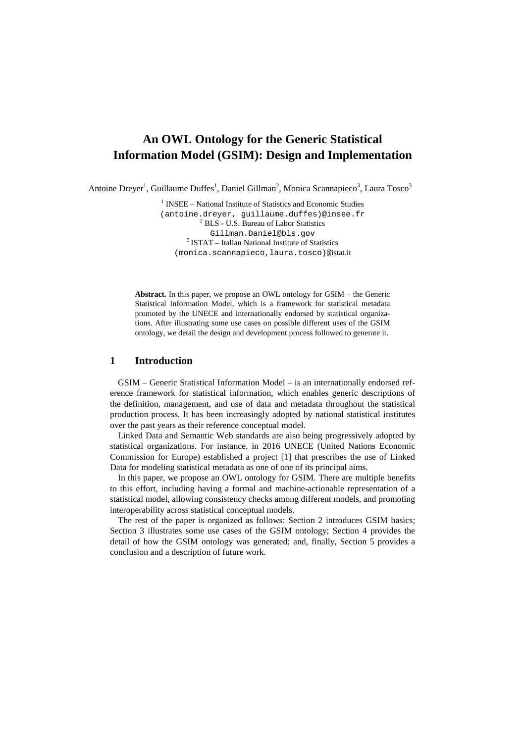# An OWL Ontology for the Generic Statistical Information Model (GSIM): Design and Implementation

Antoine Dreyer[1], Guillaume Duffes[1], Daniel Gillman[2], Monica Scannapieco[3], Laura Tosco[3]

[1] INSEE – National Institute of Statistics and Economic Studies
(antoine.dreyer, guillaume.duffes)@insee.fr
[2] BLS - U.S. Bureau of Labor Statistics
Gillman.Daniel@bls.gov
[3] ISTAT – Italian National Institute of Statistics
(monica.scannapieco,laura.tosco)@istat.it

**Abstract.** In this paper, we propose an OWL ontology for GSIM – the Generic Statistical Information Model, which is a framework for statistical metadata promoted by the UNECE and internationally endorsed by statistical organizations. After illustrating some use cases on possible different uses of the GSIM ontology, we detail the design and development process followed to generate it.

## 1 Introduction

GSIM – Generic Statistical Information Model – is an internationally endorsed reference framework for statistical information, which enables generic descriptions of the definition, management, and use of data and metadata throughout the statistical production process. It has been increasingly adopted by national statistical institutes over the past years as their reference conceptual model.

Linked Data and Semantic Web standards are also being progressively adopted by statistical organizations. For instance, in 2016 UNECE (United Nations Economic Commission for Europe) established a project [1] that prescribes the use of Linked Data for modeling statistical metadata as one of one of its principal aims.

In this paper, we propose an OWL ontology for GSIM. There are multiple benefits to this effort, including having a formal and machine-actionable representation of a statistical model, allowing consistency checks among different models, and promoting interoperability across statistical conceptual models.

The rest of the paper is organized as follows: Section 2 introduces GSIM basics; Section 3 illustrates some use cases of the GSIM ontology; Section 4 provides the detail of how the GSIM ontology was generated; and, finally, Section 5 provides a conclusion and a description of future work.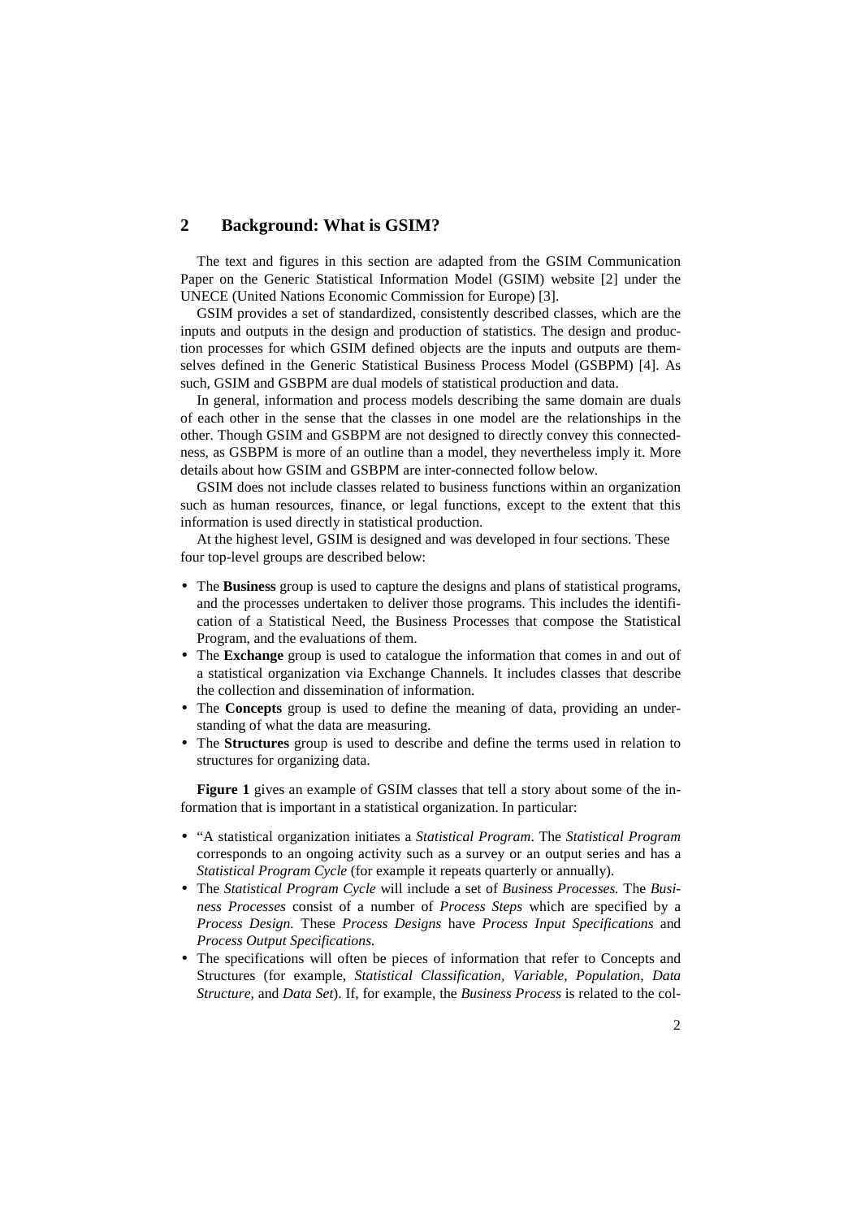## 2 Background: What is GSIM?

The text and figures in this section are adapted from the GSIM Communication Paper on the Generic Statistical Information Model (GSIM) website [2] under the UNECE (United Nations Economic Commission for Europe) [3].

GSIM provides a set of standardized, consistently described classes, which are the inputs and outputs in the design and production of statistics. The design and production processes for which GSIM defined objects are the inputs and outputs are themselves defined in the Generic Statistical Business Process Model (GSBPM) [4]. As such, GSIM and GSBPM are dual models of statistical production and data.

In general, information and process models describing the same domain are duals of each other in the sense that the classes in one model are the relationships in the other. Though GSIM and GSBPM are not designed to directly convey this connectedness, as GSBPM is more of an outline than a model, they nevertheless imply it. More details about how GSIM and GSBPM are inter-connected follow below.

GSIM does not include classes related to business functions within an organization such as human resources, finance, or legal functions, except to the extent that this information is used directly in statistical production.

At the highest level, GSIM is designed and was developed in four sections. These four top-level groups are described below:

- The **Business** group is used to capture the designs and plans of statistical programs, and the processes undertaken to deliver those programs. This includes the identification of a Statistical Need, the Business Processes that compose the Statistical Program, and the evaluations of them.
- The **Exchange** group is used to catalogue the information that comes in and out of a statistical organization via Exchange Channels. It includes classes that describe the collection and dissemination of information.
- The **Concepts** group is used to define the meaning of data, providing an understanding of what the data are measuring.
- The **Structures** group is used to describe and define the terms used in relation to structures for organizing data.

**Figure 1** gives an example of GSIM classes that tell a story about some of the information that is important in a statistical organization. In particular:

- "A statistical organization initiates a *Statistical Program*. The *Statistical Program* corresponds to an ongoing activity such as a survey or an output series and has a *Statistical Program Cycle* (for example it repeats quarterly or annually).
- The *Statistical Program Cycle* will include a set of *Business Processes.* The *Business Processes* consist of a number of *Process Steps* which are specified by a *Process Design.* These *Process Designs* have *Process Input Specifications* and *Process Output Specifications.*
- The specifications will often be pieces of information that refer to Concepts and Structures (for example, *Statistical Classification, Variable, Population, Data Structure,* and *Data Set*). If, for example, the *Business Process* is related to the col-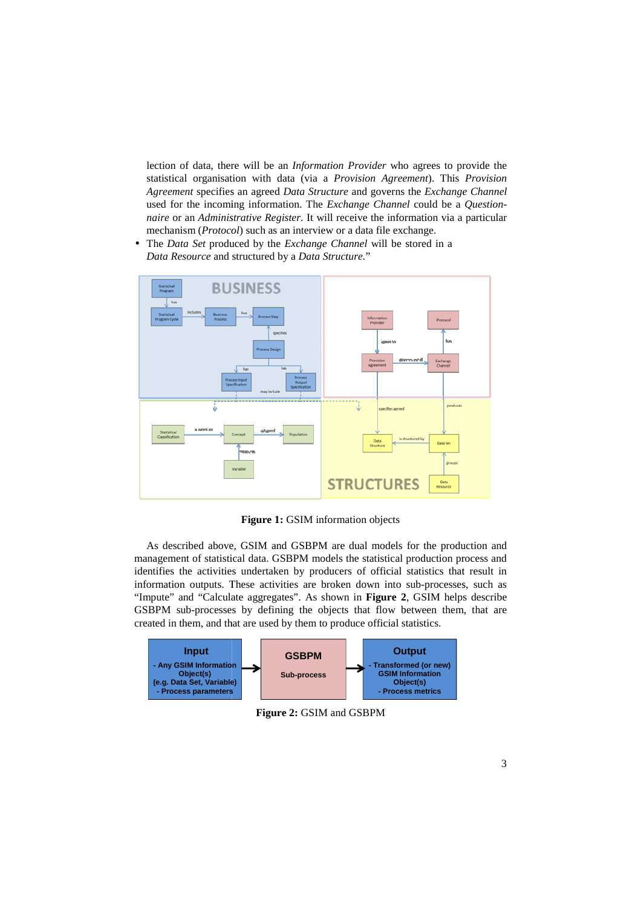lection of data, there will be an *Information Provider* who agrees to provide the statistical organisation with data (via a *Provision Agreement*). This *Provision Agreement* specifies an agreed *Data Structure* and governs the *Exchange Channel* used for the incoming information. The *Exchange Channel* could be a *Questionnaire* or an *Administrative Register*. It will receive the information via a particular mechanism (*Protocol*) such as an interview or a data file exchange.

- The *Data Set* produced by the *Exchange Channel* will be stored in a *Data Resource* and structured by a *Data Structure*."

**Figure 1:** GSIM information objects

As described above, GSIM and GSBPM are dual models for the production and management of statistical data. GSBPM models the statistical production process and identifies the activities undertaken by producers of official statistics that result in information outputs. These activities are broken down into sub-processes, such as "Impute" and "Calculate aggregates". As shown in **Figure 2**, GSIM helps describe GSBPM sub-processes by defining the objects that flow between them, that are created in them, and that are used by them to produce official statistics.

**Figure 2:** GSIM and GSBPM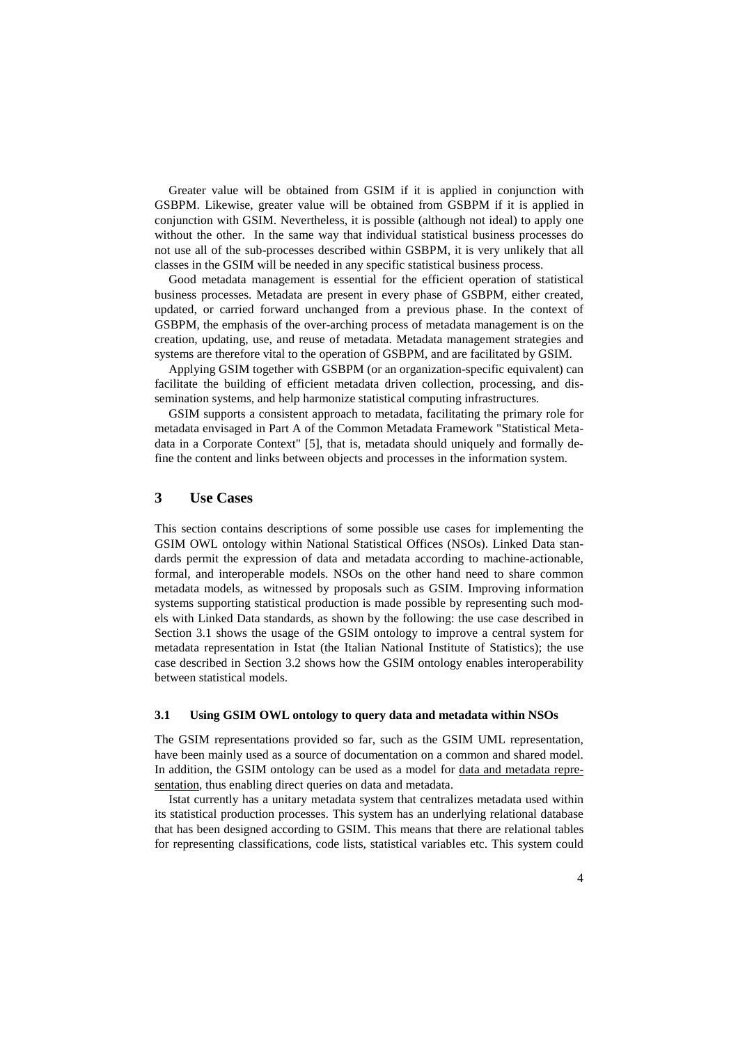Greater value will be obtained from GSIM if it is applied in conjunction with GSBPM. Likewise, greater value will be obtained from GSBPM if it is applied in conjunction with GSIM. Nevertheless, it is possible (although not ideal) to apply one without the other. In the same way that individual statistical business processes do not use all of the sub-processes described within GSBPM, it is very unlikely that all classes in the GSIM will be needed in any specific statistical business process.

Good metadata management is essential for the efficient operation of statistical business processes. Metadata are present in every phase of GSBPM, either created, updated, or carried forward unchanged from a previous phase. In the context of GSBPM, the emphasis of the over-arching process of metadata management is on the creation, updating, use, and reuse of metadata. Metadata management strategies and systems are therefore vital to the operation of GSBPM, and are facilitated by GSIM.

Applying GSIM together with GSBPM (or an organization-specific equivalent) can facilitate the building of efficient metadata driven collection, processing, and dissemination systems, and help harmonize statistical computing infrastructures.

GSIM supports a consistent approach to metadata, facilitating the primary role for metadata envisaged in Part A of the Common Metadata Framework "Statistical Metadata in a Corporate Context" [5], that is, metadata should uniquely and formally define the content and links between objects and processes in the information system.

## 3 Use Cases

This section contains descriptions of some possible use cases for implementing the GSIM OWL ontology within National Statistical Offices (NSOs). Linked Data standards permit the expression of data and metadata according to machine-actionable, formal, and interoperable models. NSOs on the other hand need to share common metadata models, as witnessed by proposals such as GSIM. Improving information systems supporting statistical production is made possible by representing such models with Linked Data standards, as shown by the following: the use case described in Section 3.1 shows the usage of the GSIM ontology to improve a central system for metadata representation in Istat (the Italian National Institute of Statistics); the use case described in Section 3.2 shows how the GSIM ontology enables interoperability between statistical models.

### 3.1 Using GSIM OWL ontology to query data and metadata within NSOs

The GSIM representations provided so far, such as the GSIM UML representation, have been mainly used as a source of documentation on a common and shared model. In addition, the GSIM ontology can be used as a model for data and metadata representation, thus enabling direct queries on data and metadata.

Istat currently has a unitary metadata system that centralizes metadata used within its statistical production processes. This system has an underlying relational database that has been designed according to GSIM. This means that there are relational tables for representing classifications, code lists, statistical variables etc. This system could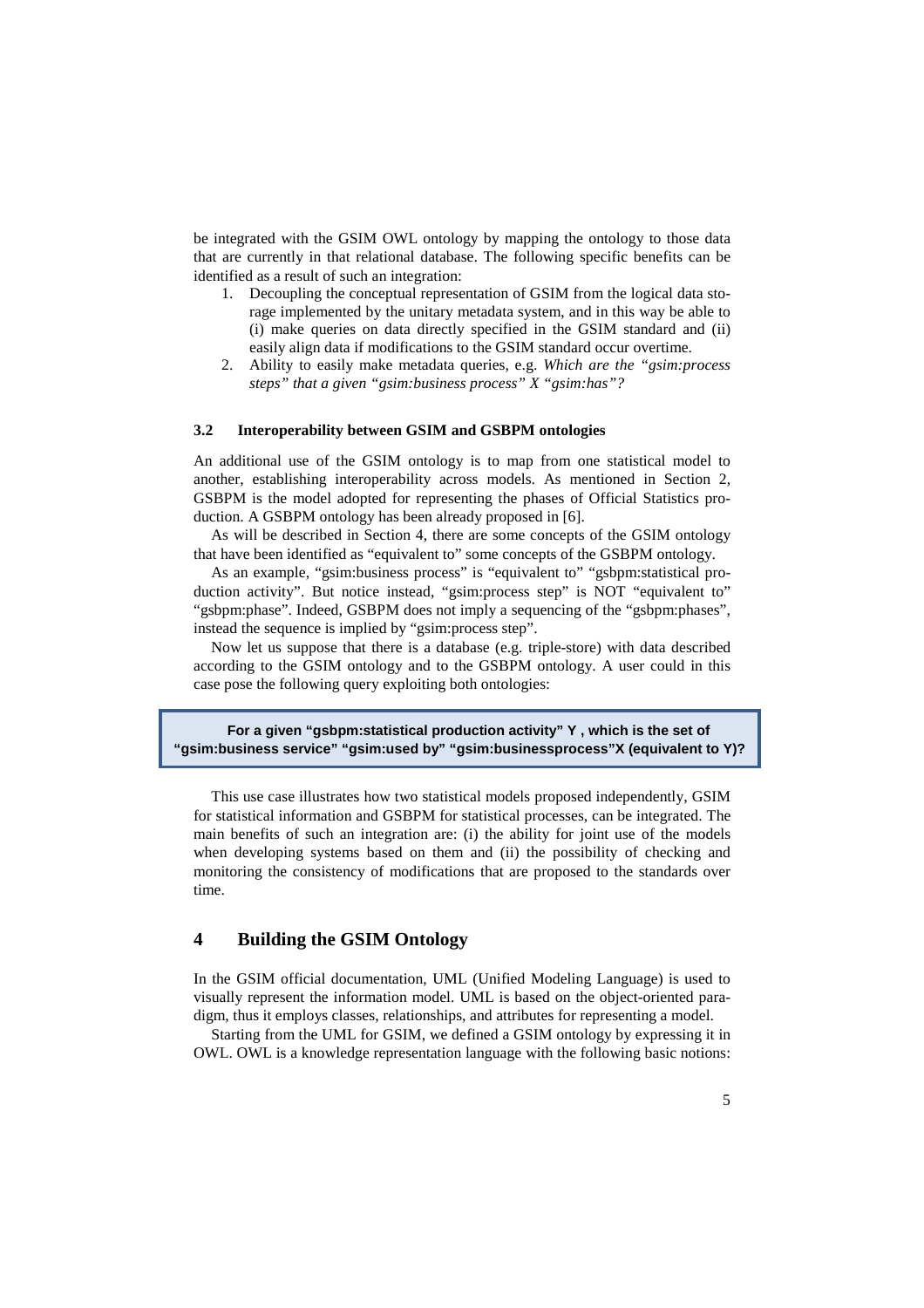be integrated with the GSIM OWL ontology by mapping the ontology to those data that are currently in that relational database. The following specific benefits can be identified as a result of such an integration:

1. Decoupling the conceptual representation of GSIM from the logical data storage implemented by the unitary metadata system, and in this way be able to (i) make queries on data directly specified in the GSIM standard and (ii) easily align data if modifications to the GSIM standard occur overtime.
2. Ability to easily make metadata queries, e.g. *Which are the "gsim:process steps" that a given "gsim:business process" X "gsim:has"?*

### 3.2 Interoperability between GSIM and GSBPM ontologies

An additional use of the GSIM ontology is to map from one statistical model to another, establishing interoperability across models. As mentioned in Section 2, GSBPM is the model adopted for representing the phases of Official Statistics production. A GSBPM ontology has been already proposed in [6].

As will be described in Section 4, there are some concepts of the GSIM ontology that have been identified as "equivalent to" some concepts of the GSBPM ontology.

As an example, "gsim:business process" is "equivalent to" "gsbpm:statistical production activity". But notice instead, "gsim:process step" is NOT "equivalent to" "gsbpm:phase". Indeed, GSBPM does not imply a sequencing of the "gsbpm:phases", instead the sequence is implied by "gsim:process step".

Now let us suppose that there is a database (e.g. triple-store) with data described according to the GSIM ontology and to the GSBPM ontology. A user could in this case pose the following query exploiting both ontologies:

> **For a given "gsbpm:statistical production activity" Y , which is the set of "gsim:business service" "gsim:used by" "gsim:businessprocess"X (equivalent to Y)?**

This use case illustrates how two statistical models proposed independently, GSIM for statistical information and GSBPM for statistical processes, can be integrated. The main benefits of such an integration are: (i) the ability for joint use of the models when developing systems based on them and (ii) the possibility of checking and monitoring the consistency of modifications that are proposed to the standards over time.

## 4 Building the GSIM Ontology

In the GSIM official documentation, UML (Unified Modeling Language) is used to visually represent the information model. UML is based on the object-oriented paradigm, thus it employs classes, relationships, and attributes for representing a model.

Starting from the UML for GSIM, we defined a GSIM ontology by expressing it in OWL. OWL is a knowledge representation language with the following basic notions: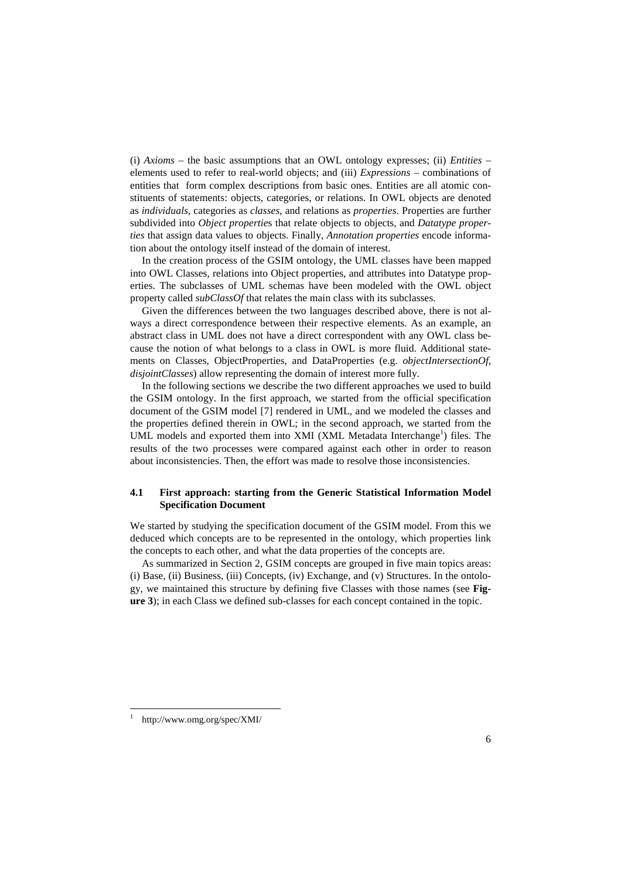(i) *Axioms* – the basic assumptions that an OWL ontology expresses; (ii) *Entities* – elements used to refer to real-world objects; and (iii) *Expressions* – combinations of entities that form complex descriptions from basic ones. Entities are all atomic constituents of statements: objects, categories, or relations. In OWL objects are denoted as *individuals*, categories as *classes*, and relations as *properties*. Properties are further subdivided into *Object properties* that relate objects to objects, and *Datatype properties* that assign data values to objects. Finally, *Annotation properties* encode information about the ontology itself instead of the domain of interest.

In the creation process of the GSIM ontology, the UML classes have been mapped into OWL Classes, relations into Object properties, and attributes into Datatype properties. The subclasses of UML schemas have been modeled with the OWL object property called *subClassOf* that relates the main class with its subclasses.

Given the differences between the two languages described above, there is not always a direct correspondence between their respective elements. As an example, an abstract class in UML does not have a direct correspondent with any OWL class because the notion of what belongs to a class in OWL is more fluid. Additional statements on Classes, ObjectProperties, and DataProperties (e.g. *objectIntersectionOf*, *disjointClasses*) allow representing the domain of interest more fully.

In the following sections we describe the two different approaches we used to build the GSIM ontology. In the first approach, we started from the official specification document of the GSIM model [7] rendered in UML, and we modeled the classes and the properties defined therein in OWL; in the second approach, we started from the UML models and exported them into XMI (XML Metadata Interchange[1]) files. The results of the two processes were compared against each other in order to reason about inconsistencies. Then, the effort was made to resolve those inconsistencies.

### 4.1 First approach: starting from the Generic Statistical Information Model Specification Document

We started by studying the specification document of the GSIM model. From this we deduced which concepts are to be represented in the ontology, which properties link the concepts to each other, and what the data properties of the concepts are.

As summarized in Section 2, GSIM concepts are grouped in five main topics areas: (i) Base, (ii) Business, (iii) Concepts, (iv) Exchange, and (v) Structures. In the ontology, we maintained this structure by defining five Classes with those names (see **Figure 3**); in each Class we defined sub-classes for each concept contained in the topic.

[1] http://www.omg.org/spec/XMI/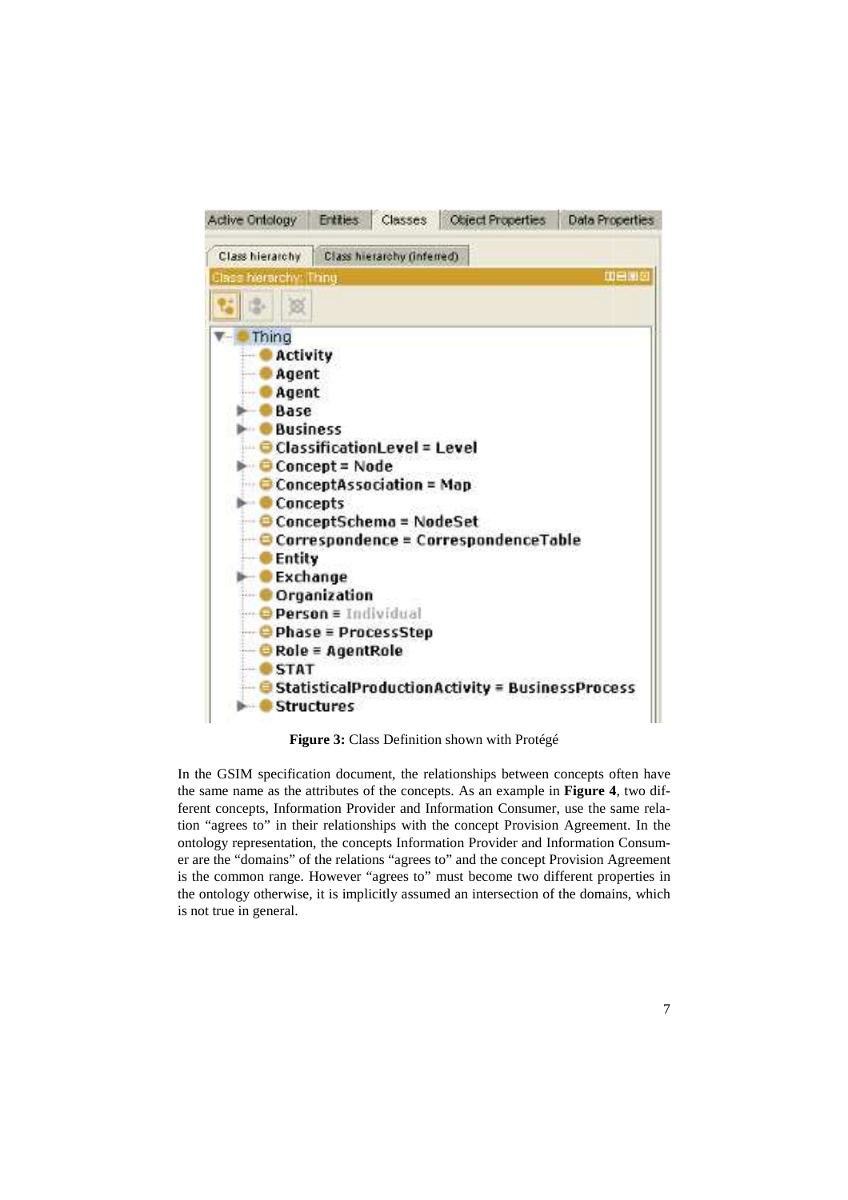**Figure 3:** Class Definition shown with Protégé

In the GSIM specification document, the relationships between concepts often have the same name as the attributes of the concepts. As an example in **Figure 4**, two different concepts, Information Provider and Information Consumer, use the same relation "agrees to" in their relationships with the concept Provision Agreement. In the ontology representation, the concepts Information Provider and Information Consumer are the "domains" of the relations "agrees to" and the concept Provision Agreement is the common range. However "agrees to" must become two different properties in the ontology otherwise, it is implicitly assumed an intersection of the domains, which is not true in general.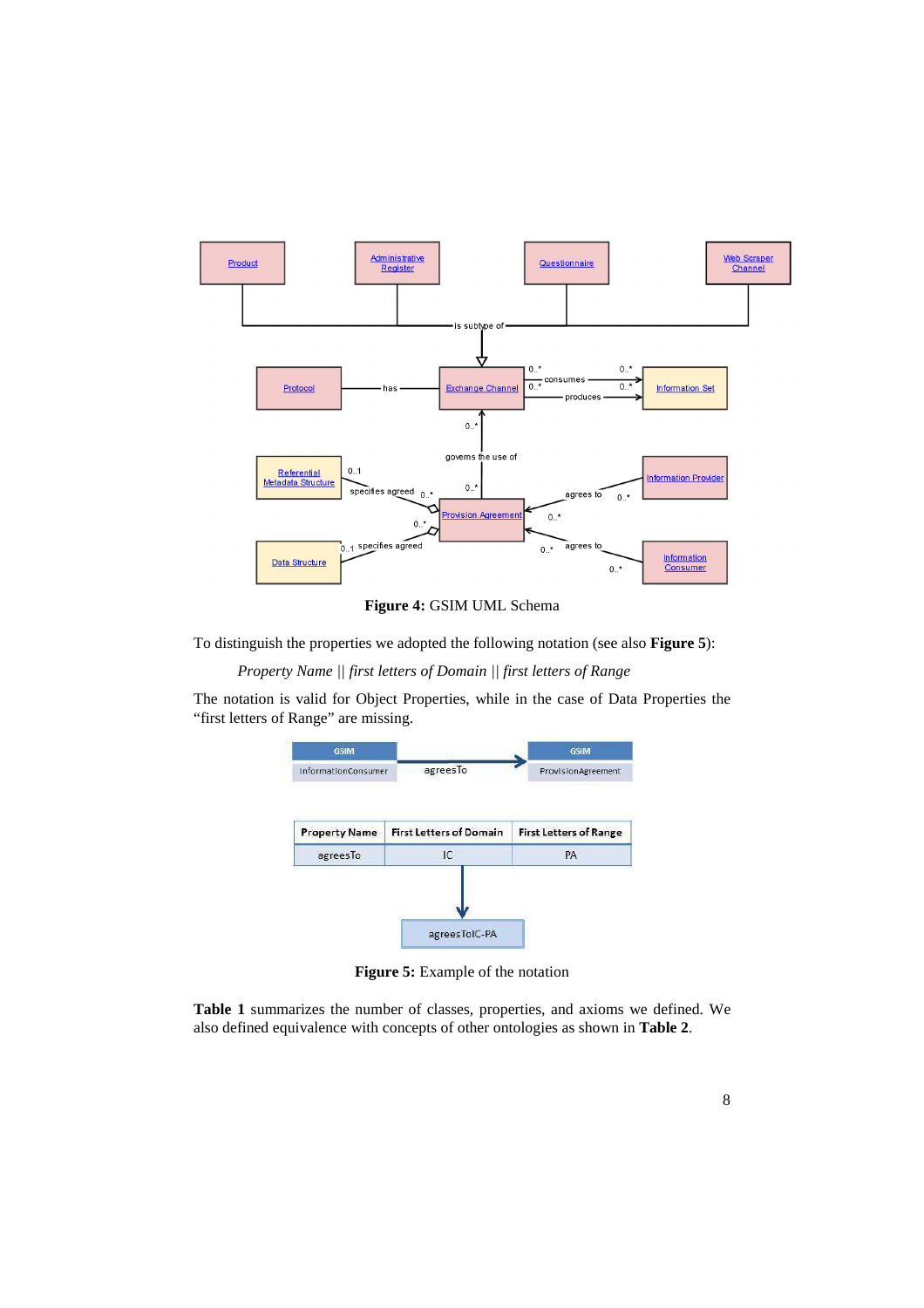**Figure 4:** GSIM UML Schema

To distinguish the properties we adopted the following notation (see also **Figure 5**):

*Property Name || first letters of Domain || first letters of Range*

The notation is valid for Object Properties, while in the case of Data Properties the "first letters of Range" are missing.

| Property Name | First Letters of Domain | First Letters of Range |
|---|---|---|
| agreesTo | IC | PA |

agreesToIC-PA

**Figure 5:** Example of the notation

**Table 1** summarizes the number of classes, properties, and axioms we defined. We also defined equivalence with concepts of other ontologies as shown in **Table 2**.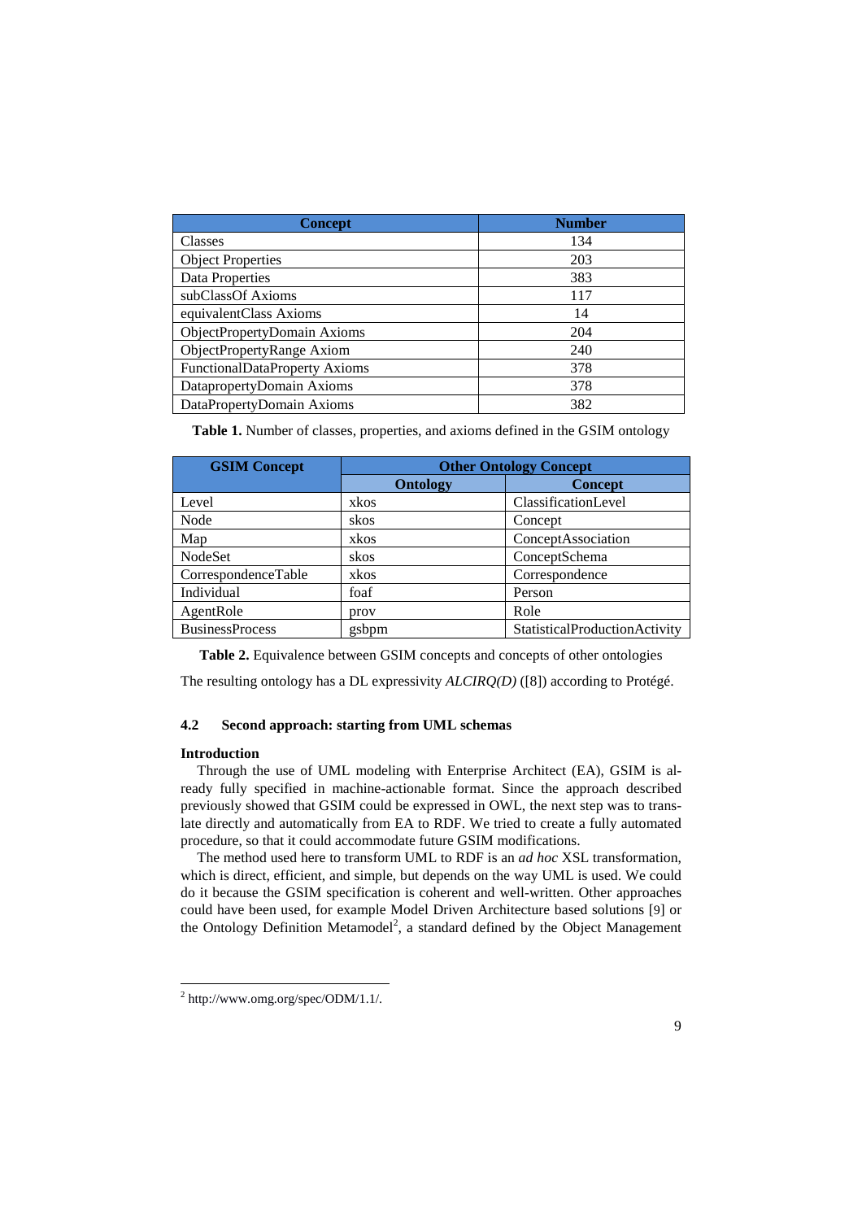| Concept | Number |
| --- | --- |
| Classes | 134 |
| Object Properties | 203 |
| Data Properties | 383 |
| subClassOf Axioms | 117 |
| equivalentClass Axioms | 14 |
| ObjectPropertyDomain Axioms | 204 |
| ObjectPropertyRange Axiom | 240 |
| FunctionalDataProperty Axioms | 378 |
| DatapropertyDomain Axioms | 378 |
| DataPropertyDomain Axioms | 382 |

**Table 1.** Number of classes, properties, and axioms defined in the GSIM ontology

| GSIM Concept | Other Ontology Concept | |
| --- | --- | --- |
| | Ontology | Concept |
| Level | xkos | ClassificationLevel |
| Node | skos | Concept |
| Map | xkos | ConceptAssociation |
| NodeSet | skos | ConceptSchema |
| CorrespondenceTable | xkos | Correspondence |
| Individual | foaf | Person |
| AgentRole | prov | Role |
| BusinessProcess | gsbpm | StatisticalProductionActivity |

**Table 2.** Equivalence between GSIM concepts and concepts of other ontologies

The resulting ontology has a DL expressivity *ALCIRQ(D)* ([8]) according to Protégé.

### 4.2 Second approach: starting from UML schemas

**Introduction**

Through the use of UML modeling with Enterprise Architect (EA), GSIM is already fully specified in machine-actionable format. Since the approach described previously showed that GSIM could be expressed in OWL, the next step was to translate directly and automatically from EA to RDF. We tried to create a fully automated procedure, so that it could accommodate future GSIM modifications.

The method used here to transform UML to RDF is an *ad hoc* XSL transformation, which is direct, efficient, and simple, but depends on the way UML is used. We could do it because the GSIM specification is coherent and well-written. Other approaches could have been used, for example Model Driven Architecture based solutions [9] or the Ontology Definition Metamodel[2], a standard defined by the Object Management

[2] http://www.omg.org/spec/ODM/1.1/.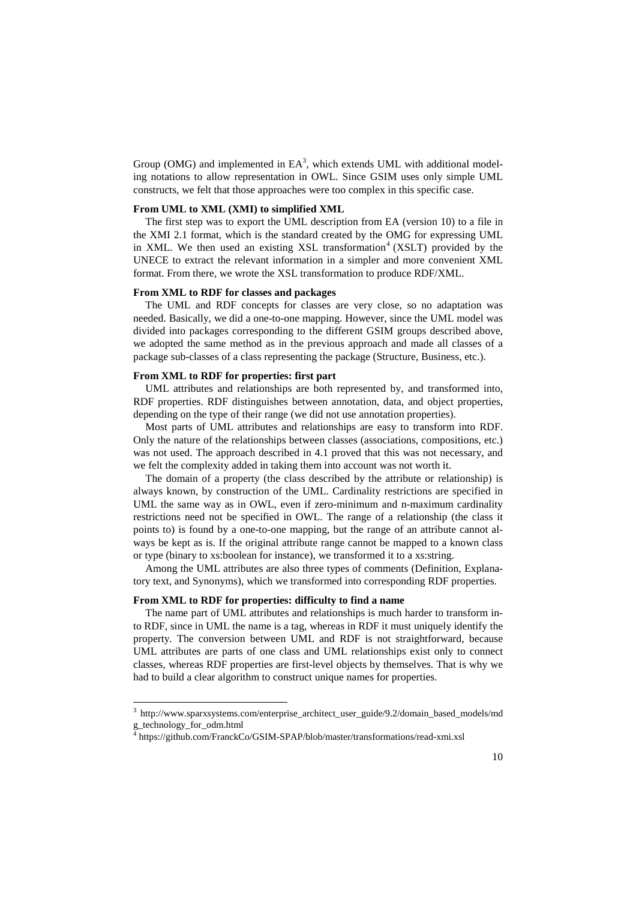Group (OMG) and implemented in EA[3], which extends UML with additional modeling notations to allow representation in OWL. Since GSIM uses only simple UML constructs, we felt that those approaches were too complex in this specific case.

**From UML to XML (XMI) to simplified XML**

The first step was to export the UML description from EA (version 10) to a file in the XMI 2.1 format, which is the standard created by the OMG for expressing UML in XML. We then used an existing XSL transformation[4] (XSLT) provided by the UNECE to extract the relevant information in a simpler and more convenient XML format. From there, we wrote the XSL transformation to produce RDF/XML.

**From XML to RDF for classes and packages**

The UML and RDF concepts for classes are very close, so no adaptation was needed. Basically, we did a one-to-one mapping. However, since the UML model was divided into packages corresponding to the different GSIM groups described above, we adopted the same method as in the previous approach and made all classes of a package sub-classes of a class representing the package (Structure, Business, etc.).

**From XML to RDF for properties: first part**

UML attributes and relationships are both represented by, and transformed into, RDF properties. RDF distinguishes between annotation, data, and object properties, depending on the type of their range (we did not use annotation properties).

Most parts of UML attributes and relationships are easy to transform into RDF. Only the nature of the relationships between classes (associations, compositions, etc.) was not used. The approach described in 4.1 proved that this was not necessary, and we felt the complexity added in taking them into account was not worth it.

The domain of a property (the class described by the attribute or relationship) is always known, by construction of the UML. Cardinality restrictions are specified in UML the same way as in OWL, even if zero-minimum and n-maximum cardinality restrictions need not be specified in OWL. The range of a relationship (the class it points to) is found by a one-to-one mapping, but the range of an attribute cannot always be kept as is. If the original attribute range cannot be mapped to a known class or type (binary to xs:boolean for instance), we transformed it to a xs:string.

Among the UML attributes are also three types of comments (Definition, Explanatory text, and Synonyms), which we transformed into corresponding RDF properties.

**From XML to RDF for properties: difficulty to find a name**

The name part of UML attributes and relationships is much harder to transform into RDF, since in UML the name is a tag, whereas in RDF it must uniquely identify the property. The conversion between UML and RDF is not straightforward, because UML attributes are parts of one class and UML relationships exist only to connect classes, whereas RDF properties are first-level objects by themselves. That is why we had to build a clear algorithm to construct unique names for properties.

---

[3] http://www.sparxsystems.com/enterprise_architect_user_guide/9.2/domain_based_models/mdg_technology_for_odm.html

[4] https://github.com/FranckCo/GSIM-SPAP/blob/master/transformations/read-xmi.xsl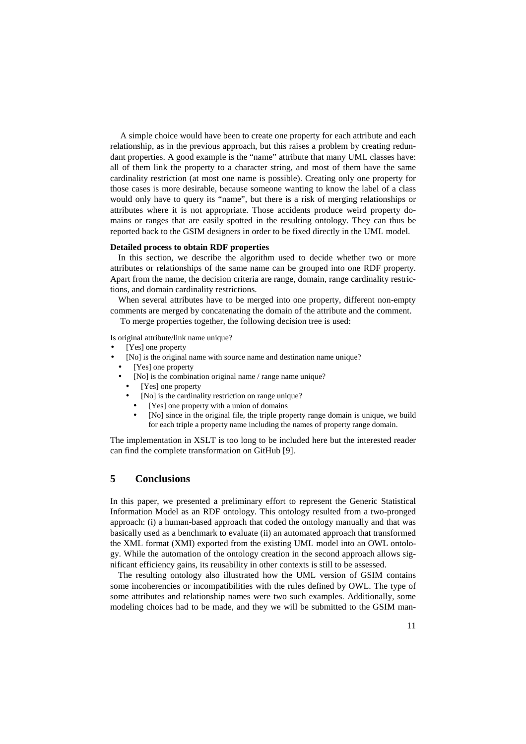A simple choice would have been to create one property for each attribute and each relationship, as in the previous approach, but this raises a problem by creating redundant properties. A good example is the "name" attribute that many UML classes have: all of them link the property to a character string, and most of them have the same cardinality restriction (at most one name is possible). Creating only one property for those cases is more desirable, because someone wanting to know the label of a class would only have to query its "name", but there is a risk of merging relationships or attributes where it is not appropriate. Those accidents produce weird property domains or ranges that are easily spotted in the resulting ontology. They can thus be reported back to the GSIM designers in order to be fixed directly in the UML model.

**Detailed process to obtain RDF properties**

In this section, we describe the algorithm used to decide whether two or more attributes or relationships of the same name can be grouped into one RDF property. Apart from the name, the decision criteria are range, domain, range cardinality restrictions, and domain cardinality restrictions.

When several attributes have to be merged into one property, different non-empty comments are merged by concatenating the domain of the attribute and the comment.

To merge properties together, the following decision tree is used:

Is original attribute/link name unique?

- [Yes] one property
- [No] is the original name with source name and destination name unique?
  - [Yes] one property
  - [No] is the combination original name / range name unique?
    - [Yes] one property
    - [No] is the cardinality restriction on range unique?
      - [Yes] one property with a union of domains
      - [No] since in the original file, the triple property range domain is unique, we build for each triple a property name including the names of property range domain.

The implementation in XSLT is too long to be included here but the interested reader can find the complete transformation on GitHub [9].

## 5 Conclusions

In this paper, we presented a preliminary effort to represent the Generic Statistical Information Model as an RDF ontology. This ontology resulted from a two-pronged approach: (i) a human-based approach that coded the ontology manually and that was basically used as a benchmark to evaluate (ii) an automated approach that transformed the XML format (XMI) exported from the existing UML model into an OWL ontology. While the automation of the ontology creation in the second approach allows significant efficiency gains, its reusability in other contexts is still to be assessed.

The resulting ontology also illustrated how the UML version of GSIM contains some incoherencies or incompatibilities with the rules defined by OWL. The type of some attributes and relationship names were two such examples. Additionally, some modeling choices had to be made, and they we will be submitted to the GSIM man-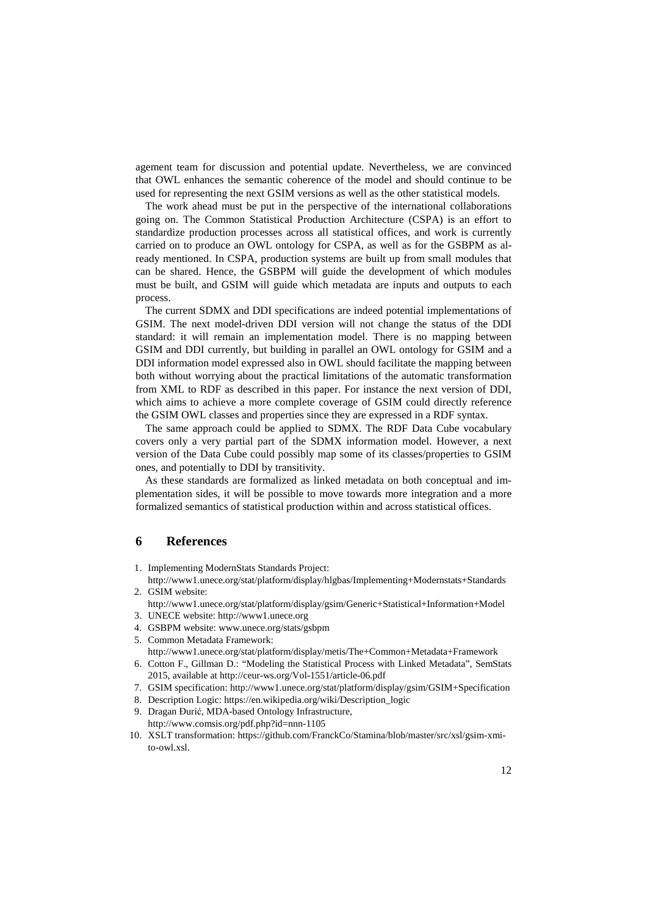agement team for discussion and potential update. Nevertheless, we are convinced that OWL enhances the semantic coherence of the model and should continue to be used for representing the next GSIM versions as well as the other statistical models.

The work ahead must be put in the perspective of the international collaborations going on. The Common Statistical Production Architecture (CSPA) is an effort to standardize production processes across all statistical offices, and work is currently carried on to produce an OWL ontology for CSPA, as well as for the GSBPM as already mentioned. In CSPA, production systems are built up from small modules that can be shared. Hence, the GSBPM will guide the development of which modules must be built, and GSIM will guide which metadata are inputs and outputs to each process.

The current SDMX and DDI specifications are indeed potential implementations of GSIM. The next model-driven DDI version will not change the status of the DDI standard: it will remain an implementation model. There is no mapping between GSIM and DDI currently, but building in parallel an OWL ontology for GSIM and a DDI information model expressed also in OWL should facilitate the mapping between both without worrying about the practical limitations of the automatic transformation from XML to RDF as described in this paper. For instance the next version of DDI, which aims to achieve a more complete coverage of GSIM could directly reference the GSIM OWL classes and properties since they are expressed in a RDF syntax.

The same approach could be applied to SDMX. The RDF Data Cube vocabulary covers only a very partial part of the SDMX information model. However, a next version of the Data Cube could possibly map some of its classes/properties to GSIM ones, and potentially to DDI by transitivity.

As these standards are formalized as linked metadata on both conceptual and implementation sides, it will be possible to move towards more integration and a more formalized semantics of statistical production within and across statistical offices.

## 6 References

1. Implementing ModernStats Standards Project: http://www1.unece.org/stat/platform/display/hlgbas/Implementing+Modernstats+Standards
2. GSIM website: http://www1.unece.org/stat/platform/display/gsim/Generic+Statistical+Information+Model
3. UNECE website: http://www1.unece.org
4. GSBPM website: www.unece.org/stats/gsbpm
5. Common Metadata Framework: http://www1.unece.org/stat/platform/display/metis/The+Common+Metadata+Framework
6. Cotton F., Gillman D.: "Modeling the Statistical Process with Linked Metadata", SemStats 2015, available at http://ceur-ws.org/Vol-1551/article-06.pdf
7. GSIM specification: http://www1.unece.org/stat/platform/display/gsim/GSIM+Specification
8. Description Logic: https://en.wikipedia.org/wiki/Description_logic
9. Dragan Đurić, MDA-based Ontology Infrastructure, http://www.comsis.org/pdf.php?id=nnn-1105
10. XSLT transformation: https://github.com/FranckCo/Stamina/blob/master/src/xsl/gsim-xmi-to-owl.xsl.